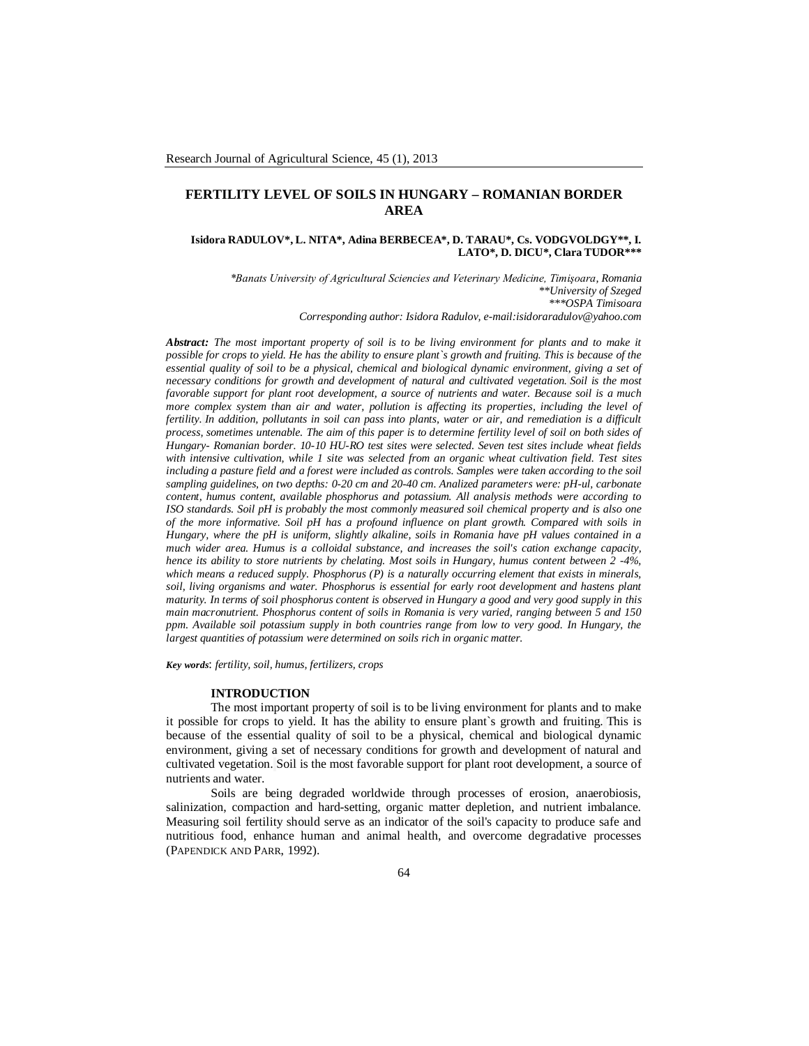# FERTILITY LEVEL OF SOILS IN HUNGARY – ROMANIAN BORDER AREA

**Isidora RADULOV\*, L. NITA\*, Adina BERBECEA\*, D. TARAU\*, Cs. VODGVOLDGY\*\*, I. LATO\*, D. DICU\*, Clara TUDOR\*\*\***

*\*Banats University of Agricultural Sciencies and Veterinary Medicine, Timişoara, Romania*
*\*\*University of Szeged*
*\*\*\*OSPA Timisoara*
*Corresponding author: Isidora Radulov, e-mail:isidoraradulov@yahoo.com*

***Abstract:*** *The most important property of soil is to be living environment for plants and to make it possible for crops to yield. He has the ability to ensure plant`s growth and fruiting. This is because of the essential quality of soil to be a physical, chemical and biological dynamic environment, giving a set of necessary conditions for growth and development of natural and cultivated vegetation. Soil is the most favorable support for plant root development, a source of nutrients and water. Because soil is a much more complex system than air and water, pollution is affecting its properties, including the level of fertility. In addition, pollutants in soil can pass into plants, water or air, and remediation is a difficult process, sometimes untenable. The aim of this paper is to determine fertility level of soil on both sides of Hungary- Romanian border. 10-10 HU-RO test sites were selected. Seven test sites include wheat fields with intensive cultivation, while 1 site was selected from an organic wheat cultivation field. Test sites including a pasture field and a forest were included as controls. Samples were taken according to the soil sampling guidelines, on two depths: 0-20 cm and 20-40 cm. Analized parameters were: pH-ul, carbonate content, humus content, available phosphorus and potassium. All analysis methods were according to ISO standards. Soil pH is probably the most commonly measured soil chemical property and is also one of the more informative. Soil pH has a profound influence on plant growth. Compared with soils in Hungary, where the pH is uniform, slightly alkaline, soils in Romania have pH values contained in a much wider area. Humus is a colloidal substance, and increases the soil's cation exchange capacity, hence its ability to store nutrients by chelating. Most soils in Hungary, humus content between 2 -4%, which means a reduced supply. Phosphorus (P) is a naturally occurring element that exists in minerals, soil, living organisms and water. Phosphorus is essential for early root development and hastens plant maturity. In terms of soil phosphorus content is observed in Hungary a good and very good supply in this main macronutrient. Phosphorus content of soils in Romania is very varied, ranging between 5 and 150 ppm. Available soil potassium supply in both countries range from low to very good. In Hungary, the largest quantities of potassium were determined on soils rich in organic matter.*

***Key words***: *fertility, soil, humus, fertilizers, crops*

## INTRODUCTION

The most important property of soil is to be living environment for plants and to make it possible for crops to yield. It has the ability to ensure plant`s growth and fruiting. This is because of the essential quality of soil to be a physical, chemical and biological dynamic environment, giving a set of necessary conditions for growth and development of natural and cultivated vegetation. Soil is the most favorable support for plant root development, a source of nutrients and water.

Soils are being degraded worldwide through processes of erosion, anaerobiosis, salinization, compaction and hard-setting, organic matter depletion, and nutrient imbalance. Measuring soil fertility should serve as an indicator of the soil's capacity to produce safe and nutritious food, enhance human and animal health, and overcome degradative processes (PAPENDICK AND PARR, 1992).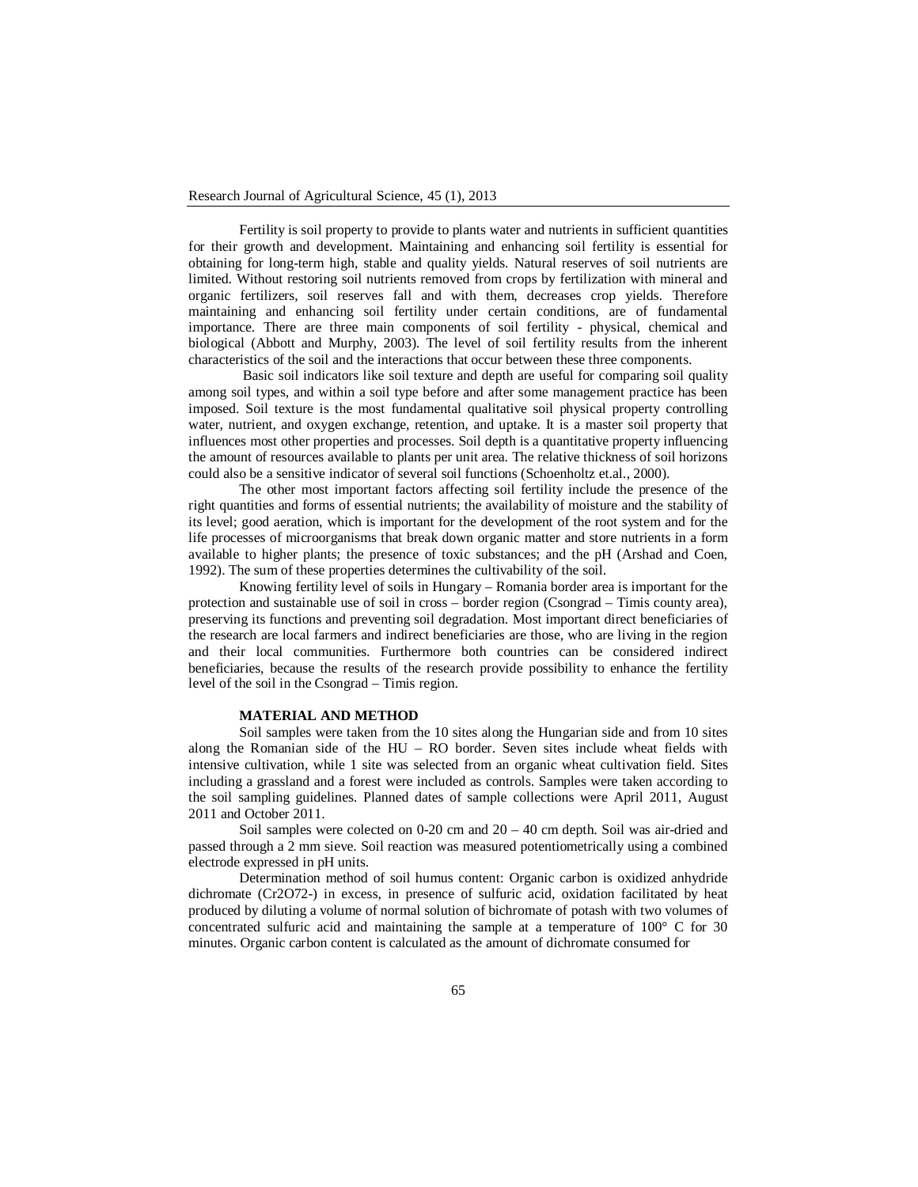Fertility is soil property to provide to plants water and nutrients in sufficient quantities for their growth and development. Maintaining and enhancing soil fertility is essential for obtaining for long-term high, stable and quality yields. Natural reserves of soil nutrients are limited. Without restoring soil nutrients removed from crops by fertilization with mineral and organic fertilizers, soil reserves fall and with them, decreases crop yields. Therefore maintaining and enhancing soil fertility under certain conditions, are of fundamental importance. There are three main components of soil fertility - physical, chemical and biological (Abbott and Murphy, 2003). The level of soil fertility results from the inherent characteristics of the soil and the interactions that occur between these three components.

Basic soil indicators like soil texture and depth are useful for comparing soil quality among soil types, and within a soil type before and after some management practice has been imposed. Soil texture is the most fundamental qualitative soil physical property controlling water, nutrient, and oxygen exchange, retention, and uptake. It is a master soil property that influences most other properties and processes. Soil depth is a quantitative property influencing the amount of resources available to plants per unit area. The relative thickness of soil horizons could also be a sensitive indicator of several soil functions (Schoenholtz et.al., 2000).

The other most important factors affecting soil fertility include the presence of the right quantities and forms of essential nutrients; the availability of moisture and the stability of its level; good aeration, which is important for the development of the root system and for the life processes of microorganisms that break down organic matter and store nutrients in a form available to higher plants; the presence of toxic substances; and the pH (Arshad and Coen, 1992). The sum of these properties determines the cultivability of the soil.

Knowing fertility level of soils in Hungary – Romania border area is important for the protection and sustainable use of soil in cross – border region (Csongrad – Timis county area), preserving its functions and preventing soil degradation. Most important direct beneficiaries of the research are local farmers and indirect beneficiaries are those, who are living in the region and their local communities. Furthermore both countries can be considered indirect beneficiaries, because the results of the research provide possibility to enhance the fertility level of the soil in the Csongrad – Timis region.

## MATERIAL AND METHOD

Soil samples were taken from the 10 sites along the Hungarian side and from 10 sites along the Romanian side of the HU – RO border. Seven sites include wheat fields with intensive cultivation, while 1 site was selected from an organic wheat cultivation field. Sites including a grassland and a forest were included as controls. Samples were taken according to the soil sampling guidelines. Planned dates of sample collections were April 2011, August 2011 and October 2011.

Soil samples were colected on 0-20 cm and 20 – 40 cm depth. Soil was air-dried and passed through a 2 mm sieve. Soil reaction was measured potentiometrically using a combined electrode expressed in pH units.

Determination method of soil humus content: Organic carbon is oxidized anhydride dichromate ($Cr_2O_7^{2-}$) in excess, in presence of sulfuric acid, oxidation facilitated by heat produced by diluting a volume of normal solution of bichromate of potash with two volumes of concentrated sulfuric acid and maintaining the sample at a temperature of 100° C for 30 minutes. Organic carbon content is calculated as the amount of dichromate consumed for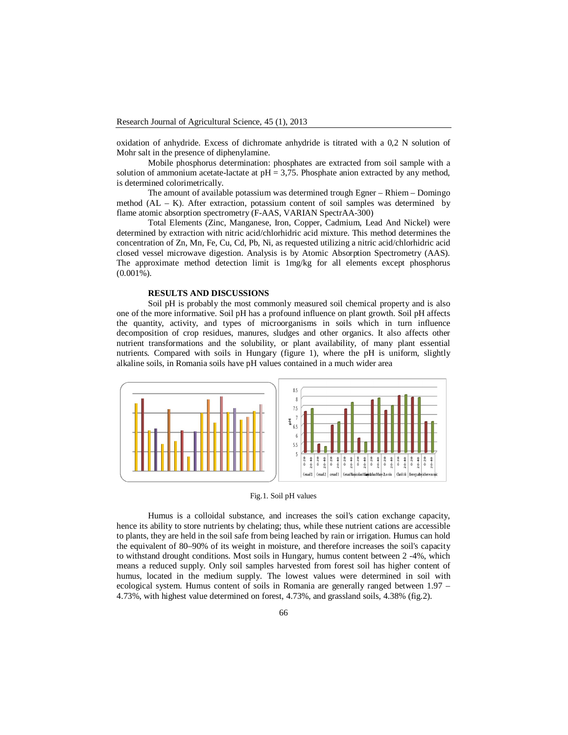oxidation of anhydride. Excess of dichromate anhydride is titrated with a 0,2 N solution of Mohr salt in the presence of diphenylamine.

Mobile phosphorus determination: phosphates are extracted from soil sample with a solution of ammonium acetate-lactate at pH = 3,75. Phosphate anion extracted by any method, is determined colorimetrically.

The amount of available potassium was determined trough Egner – Rhiem – Domingo method (AL – K). After extraction, potassium content of soil samples was determined by flame atomic absorption spectrometry (F-AAS, VARIAN SpectrAA-300)

Total Elements (Zinc, Manganese, Iron, Copper, Cadmium, Lead And Nickel) were determined by extraction with nitric acid/chlorhidric acid mixture. This method determines the concentration of Zn, Mn, Fe, Cu, Cd, Pb, Ni, as requested utilizing a nitric acid/chlorhidric acid closed vessel microwave digestion. Analysis is by Atomic Absorption Spectrometry (AAS). The approximate method detection limit is 1mg/kg for all elements except phosphorus (0.001%).

## RESULTS AND DISCUSSIONS

Soil pH is probably the most commonly measured soil chemical property and is also one of the more informative. Soil pH has a profound influence on plant growth. Soil pH affects the quantity, activity, and types of microorganisms in soils which in turn influence decomposition of crop residues, manures, sludges and other organics. It also affects other nutrient transformations and the solubility, or plant availability, of many plant essential nutrients. Compared with soils in Hungary (figure 1), where the pH is uniform, slightly alkaline soils, in Romania soils have pH values contained in a much wider area

Fig.1. Soil pH values

Humus is a colloidal substance, and increases the soil's cation exchange capacity, hence its ability to store nutrients by chelating; thus, while these nutrient cations are accessible to plants, they are held in the soil safe from being leached by rain or irrigation. Humus can hold the equivalent of 80–90% of its weight in moisture, and therefore increases the soil's capacity to withstand drought conditions. Most soils in Hungary, humus content between 2 -4%, which means a reduced supply. Only soil samples harvested from forest soil has higher content of humus, located in the medium supply. The lowest values were determined in soil with ecological system. Humus content of soils in Romania are generally ranged between 1.97 – 4.73%, with highest value determined on forest, 4.73%, and grassland soils, 4.38% (fig.2).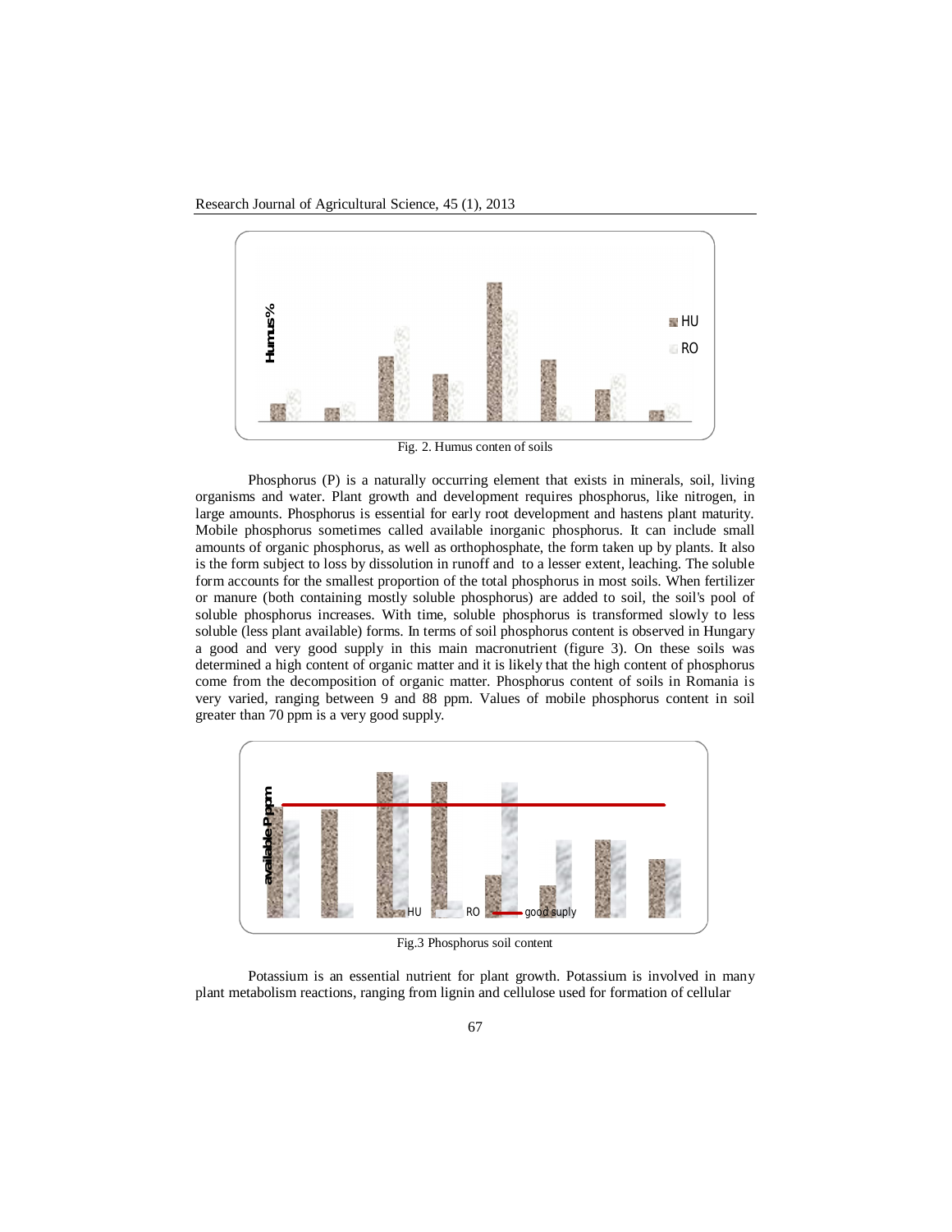Fig. 2. Humus conten of soils

Phosphorus (P) is a naturally occurring element that exists in minerals, soil, living organisms and water. Plant growth and development requires phosphorus, like nitrogen, in large amounts. Phosphorus is essential for early root development and hastens plant maturity. Mobile phosphorus sometimes called available inorganic phosphorus. It can include small amounts of organic phosphorus, as well as orthophosphate, the form taken up by plants. It also is the form subject to loss by dissolution in runoff and to a lesser extent, leaching. The soluble form accounts for the smallest proportion of the total phosphorus in most soils. When fertilizer or manure (both containing mostly soluble phosphorus) are added to soil, the soil's pool of soluble phosphorus increases. With time, soluble phosphorus is transformed slowly to less soluble (less plant available) forms. In terms of soil phosphorus content is observed in Hungary a good and very good supply in this main macronutrient (figure 3). On these soils was determined a high content of organic matter and it is likely that the high content of phosphorus come from the decomposition of organic matter. Phosphorus content of soils in Romania is very varied, ranging between 9 and 88 ppm. Values of mobile phosphorus content in soil greater than 70 ppm is a very good supply.

Fig.3 Phosphorus soil content

Potassium is an essential nutrient for plant growth. Potassium is involved in many plant metabolism reactions, ranging from lignin and cellulose used for formation of cellular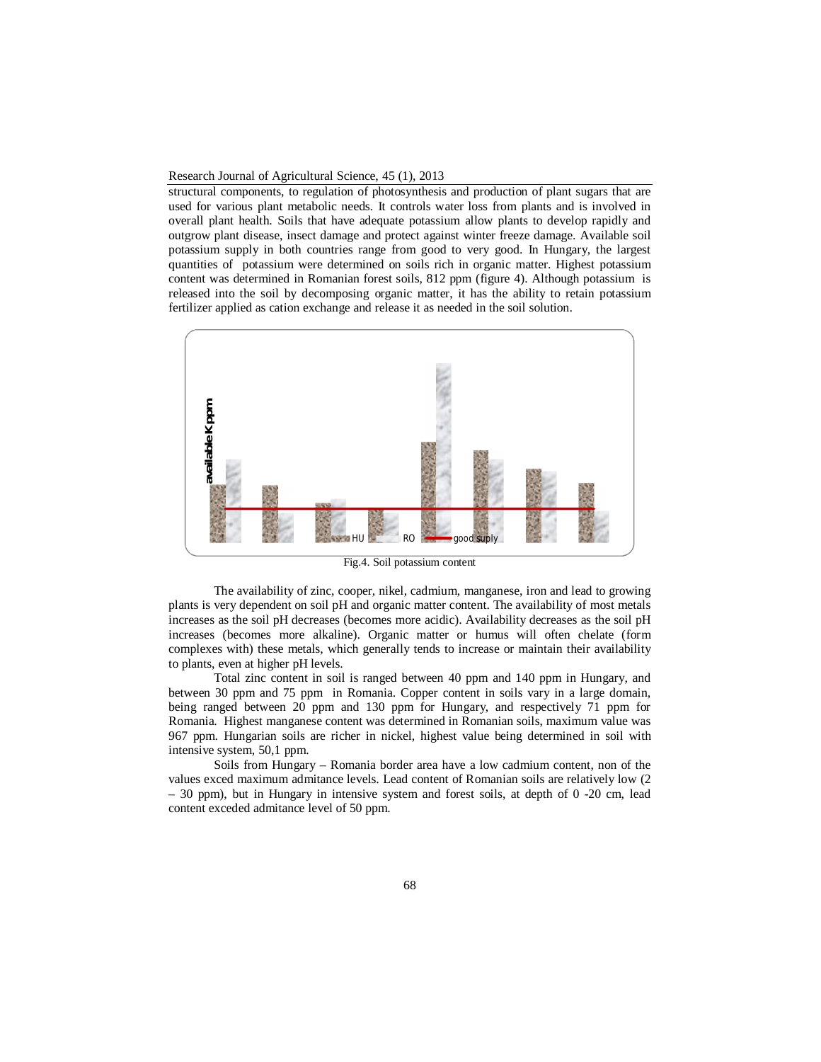structural components, to regulation of photosynthesis and production of plant sugars that are used for various plant metabolic needs. It controls water loss from plants and is involved in overall plant health. Soils that have adequate potassium allow plants to develop rapidly and outgrow plant disease, insect damage and protect against winter freeze damage. Available soil potassium supply in both countries range from good to very good. In Hungary, the largest quantities of potassium were determined on soils rich in organic matter. Highest potassium content was determined in Romanian forest soils, 812 ppm (figure 4). Although potassium is released into the soil by decomposing organic matter, it has the ability to retain potassium fertilizer applied as cation exchange and release it as needed in the soil solution.

Fig.4. Soil potassium content

The availability of zinc, cooper, nikel, cadmium, manganese, iron and lead to growing plants is very dependent on soil pH and organic matter content. The availability of most metals increases as the soil pH decreases (becomes more acidic). Availability decreases as the soil pH increases (becomes more alkaline). Organic matter or humus will often chelate (form complexes with) these metals, which generally tends to increase or maintain their availability to plants, even at higher pH levels.

Total zinc content in soil is ranged between 40 ppm and 140 ppm in Hungary, and between 30 ppm and 75 ppm in Romania. Copper content in soils vary in a large domain, being ranged between 20 ppm and 130 ppm for Hungary, and respectively 71 ppm for Romania. Highest manganese content was determined in Romanian soils, maximum value was 967 ppm. Hungarian soils are richer in nickel, highest value being determined in soil with intensive system, 50,1 ppm.

Soils from Hungary – Romania border area have a low cadmium content, non of the values exced maximum admitance levels. Lead content of Romanian soils are relatively low (2 – 30 ppm), but in Hungary in intensive system and forest soils, at depth of 0 -20 cm, lead content exceded admitance level of 50 ppm.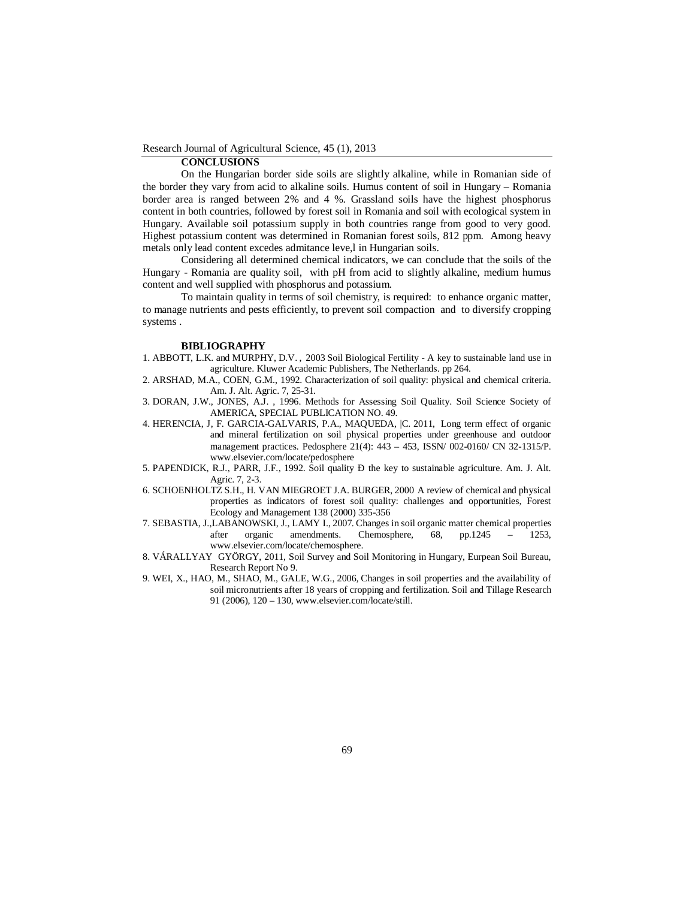## CONCLUSIONS

On the Hungarian border side soils are slightly alkaline, while in Romanian side of the border they vary from acid to alkaline soils. Humus content of soil in Hungary – Romania border area is ranged between 2% and 4 %. Grassland soils have the highest phosphorus content in both countries, followed by forest soil in Romania and soil with ecological system in Hungary. Available soil potassium supply in both countries range from good to very good. Highest potassium content was determined in Romanian forest soils, 812 ppm. Among heavy metals only lead content excedes admitance leve,l in Hungarian soils.

Considering all determined chemical indicators, we can conclude that the soils of the Hungary - Romania are quality soil, with pH from acid to slightly alkaline, medium humus content and well supplied with phosphorus and potassium.

To maintain quality in terms of soil chemistry, is required: to enhance organic matter, to manage nutrients and pests efficiently, to prevent soil compaction and to diversify cropping systems .

## BIBLIOGRAPHY

1. ABBOTT, L.K. and MURPHY, D.V. , 2003 Soil Biological Fertility - A key to sustainable land use in agriculture. Kluwer Academic Publishers, The Netherlands. pp 264.
2. ARSHAD, M.A., COEN, G.M., 1992. Characterization of soil quality: physical and chemical criteria. Am. J. Alt. Agric. 7, 25-31.
3. DORAN, J.W., JONES, A.J. , 1996. Methods for Assessing Soil Quality. Soil Science Society of AMERICA, SPECIAL PUBLICATION NO. 49.
4. HERENCIA, J, F. GARCIA-GALVARIS, P.A., MAQUEDA, |C. 2011, Long term effect of organic and mineral fertilization on soil physical properties under greenhouse and outdoor management practices. Pedosphere 21(4): 443 – 453, ISSN/ 002-0160/ CN 32-1315/P. www.elsevier.com/locate/pedosphere
5. PAPENDICK, R.J., PARR, J.F., 1992. Soil quality Ð the key to sustainable agriculture. Am. J. Alt. Agric. 7, 2-3.
6. SCHOENHOLTZ S.H., H. VAN MIEGROET J.A. BURGER, 2000 A review of chemical and physical properties as indicators of forest soil quality: challenges and opportunities, Forest Ecology and Management 138 (2000) 335-356
7. SEBASTIA, J.,LABANOWSKI, J., LAMY I., 2007. Changes in soil organic matter chemical properties after organic amendments. Chemosphere, 68, pp.1245 – 1253, www.elsevier.com/locate/chemosphere.
8. VÁRALLYAY GYÖRGY, 2011, Soil Survey and Soil Monitoring in Hungary, Eurpean Soil Bureau, Research Report No 9.
9. WEI, X., HAO, M., SHAO, M., GALE, W.G., 2006, Changes in soil properties and the availability of soil micronutrients after 18 years of cropping and fertilization. Soil and Tillage Research 91 (2006), 120 – 130, www.elsevier.com/locate/still.